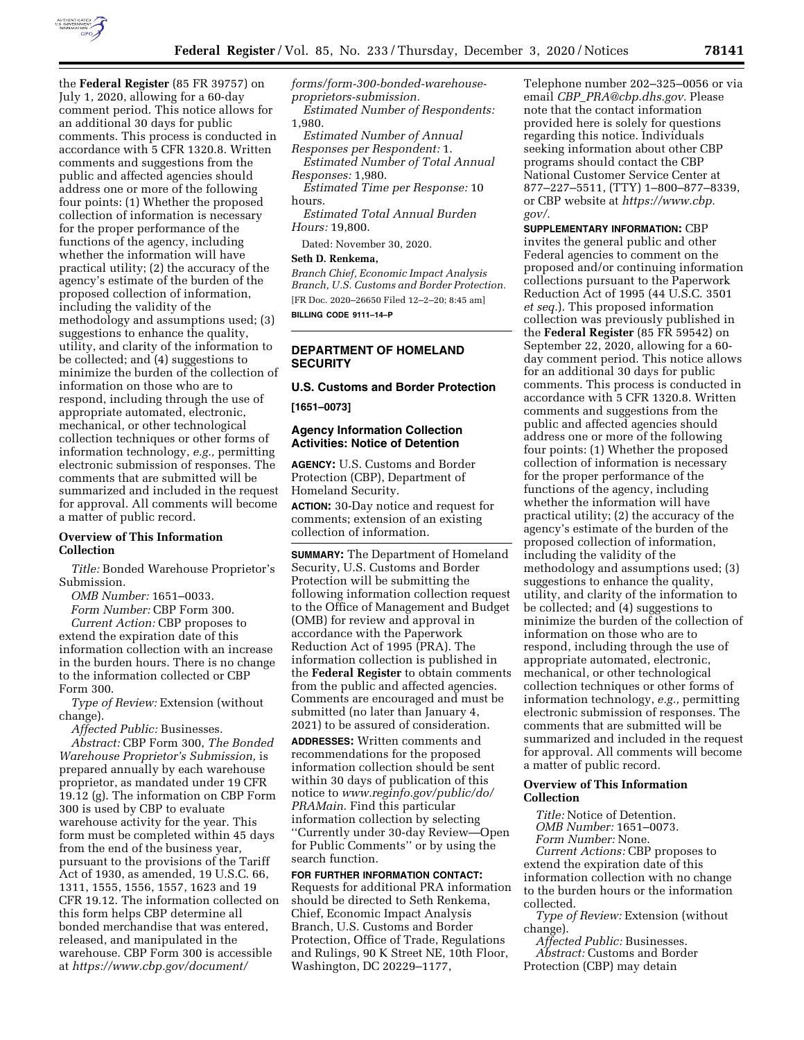the **Federal Register** (85 FR 39757) on July 1, 2020, allowing for a 60-day comment period. This notice allows for an additional 30 days for public comments. This process is conducted in accordance with 5 CFR 1320.8. Written comments and suggestions from the public and affected agencies should address one or more of the following four points: (1) Whether the proposed collection of information is necessary for the proper performance of the functions of the agency, including whether the information will have practical utility; (2) the accuracy of the agency's estimate of the burden of the proposed collection of information, including the validity of the methodology and assumptions used; (3) suggestions to enhance the quality, utility, and clarity of the information to be collected; and (4) suggestions to minimize the burden of the collection of information on those who are to respond, including through the use of appropriate automated, electronic, mechanical, or other technological collection techniques or other forms of information technology, *e.g.,* permitting electronic submission of responses. The comments that are submitted will be summarized and included in the request for approval. All comments will become a matter of public record.

### Overview of This Information Collection

*Title:* Bonded Warehouse Proprietor's Submission.

*OMB Number:* 1651–0033.

*Form Number:* CBP Form 300.

*Current Action:* CBP proposes to extend the expiration date of this information collection with an increase in the burden hours. There is no change to the information collected or CBP Form 300.

*Type of Review:* Extension (without change).

*Affected Public:* Businesses.

*Abstract:* CBP Form 300, *The Bonded Warehouse Proprietor's Submission,* is prepared annually by each warehouse proprietor, as mandated under 19 CFR 19.12 (g). The information on CBP Form 300 is used by CBP to evaluate warehouse activity for the year. This form must be completed within 45 days from the end of the business year, pursuant to the provisions of the Tariff Act of 1930, as amended, 19 U.S.C. 66, 1311, 1555, 1556, 1557, 1623 and 19 CFR 19.12. The information collected on this form helps CBP determine all bonded merchandise that was entered, released, and manipulated in the warehouse. CBP Form 300 is accessible at *https://www.cbp.gov/document/forms/form-300-bonded-warehouse-proprietors-submission.*

*Estimated Number of Respondents:* 1,980.

*Estimated Number of Annual Responses per Respondent:* 1.

*Estimated Number of Total Annual Responses:* 1,980.

*Estimated Time per Response:* 10 hours.

*Estimated Total Annual Burden Hours:* 19,800.

Dated: November 30, 2020.

**Seth D. Renkema,**

*Branch Chief, Economic Impact Analysis Branch, U.S. Customs and Border Protection.*

[FR Doc. 2020–26650 Filed 12–2–20; 8:45 am]

**BILLING CODE 9111–14–P**

## DEPARTMENT OF HOMELAND SECURITY

### U.S. Customs and Border Protection

**[1651–0073]**

### Agency Information Collection Activities: Notice of Detention

**AGENCY:** U.S. Customs and Border Protection (CBP), Department of Homeland Security.

**ACTION:** 30-Day notice and request for comments; extension of an existing collection of information.

**SUMMARY:** The Department of Homeland Security, U.S. Customs and Border Protection will be submitting the following information collection request to the Office of Management and Budget (OMB) for review and approval in accordance with the Paperwork Reduction Act of 1995 (PRA). The information collection is published in the **Federal Register** to obtain comments from the public and affected agencies. Comments are encouraged and must be submitted (no later than January 4, 2021) to be assured of consideration.

**ADDRESSES:** Written comments and recommendations for the proposed information collection should be sent within 30 days of publication of this notice to *www.reginfo.gov/public/do/PRAMain.* Find this particular information collection by selecting ''Currently under 30-day Review—Open for Public Comments'' or by using the search function.

**FOR FURTHER INFORMATION CONTACT:** Requests for additional PRA information should be directed to Seth Renkema, Chief, Economic Impact Analysis Branch, U.S. Customs and Border Protection, Office of Trade, Regulations and Rulings, 90 K Street NE, 10th Floor, Washington, DC 20229–1177, Telephone number 202–325–0056 or via email *CBP_PRA@cbp.dhs.gov.* Please note that the contact information provided here is solely for questions regarding this notice. Individuals seeking information about other CBP programs should contact the CBP National Customer Service Center at 877–227–5511, (TTY) 1–800–877–8339, or CBP website at *https://www.cbp.gov/.*

**SUPPLEMENTARY INFORMATION:** CBP invites the general public and other Federal agencies to comment on the proposed and/or continuing information collections pursuant to the Paperwork Reduction Act of 1995 (44 U.S.C. 3501 *et seq.*). This proposed information collection was previously published in the **Federal Register** (85 FR 59542) on September 22, 2020, allowing for a 60-day comment period. This notice allows for an additional 30 days for public comments. This process is conducted in accordance with 5 CFR 1320.8. Written comments and suggestions from the public and affected agencies should address one or more of the following four points: (1) Whether the proposed collection of information is necessary for the proper performance of the functions of the agency, including whether the information will have practical utility; (2) the accuracy of the agency's estimate of the burden of the proposed collection of information, including the validity of the methodology and assumptions used; (3) suggestions to enhance the quality, utility, and clarity of the information to be collected; and (4) suggestions to minimize the burden of the collection of information on those who are to respond, including through the use of appropriate automated, electronic, mechanical, or other technological collection techniques or other forms of information technology, *e.g.,* permitting electronic submission of responses. The comments that are submitted will be summarized and included in the request for approval. All comments will become a matter of public record.

### Overview of This Information Collection

*Title:* Notice of Detention.

*OMB Number:* 1651–0073.

*Form Number:* None.

*Current Actions:* CBP proposes to extend the expiration date of this information collection with no change to the burden hours or the information collected.

*Type of Review:* Extension (without change).

*Affected Public:* Businesses.

*Abstract:* Customs and Border Protection (CBP) may detain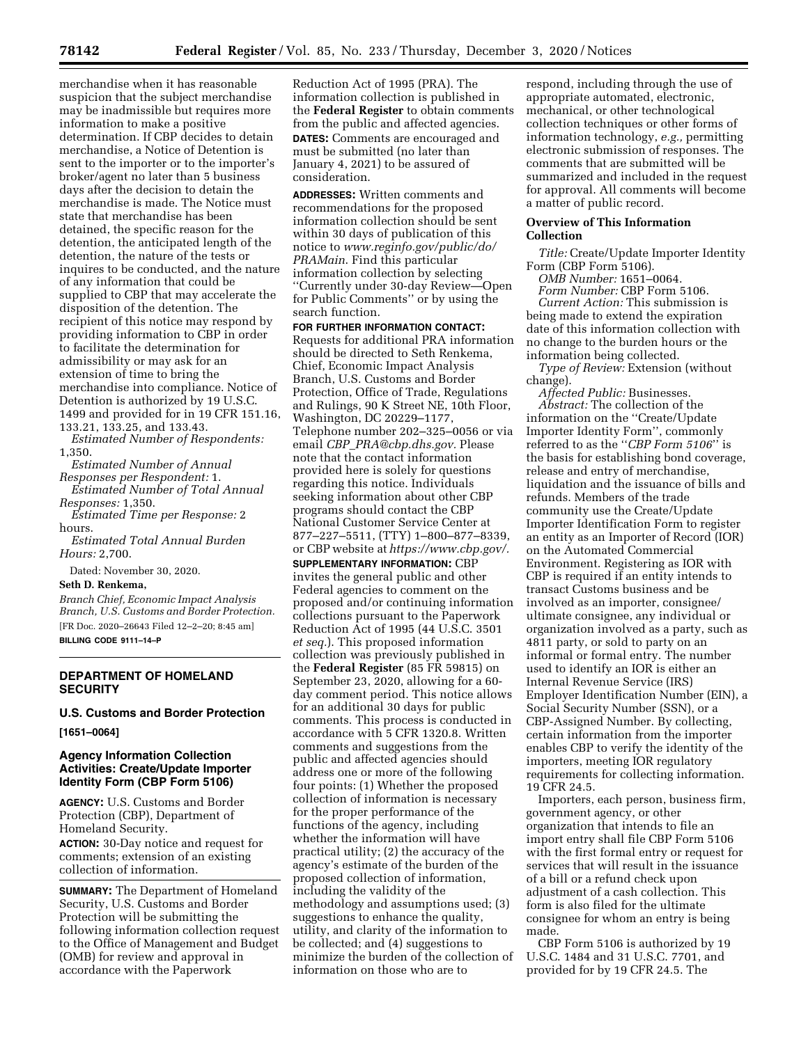merchandise when it has reasonable suspicion that the subject merchandise may be inadmissible but requires more information to make a positive determination. If CBP decides to detain merchandise, a Notice of Detention is sent to the importer or to the importer's broker/agent no later than 5 business days after the decision to detain the merchandise is made. The Notice must state that merchandise has been detained, the specific reason for the detention, the anticipated length of the detention, the nature of the tests or inquires to be conducted, and the nature of any information that could be supplied to CBP that may accelerate the disposition of the detention. The recipient of this notice may respond by providing information to CBP in order to facilitate the determination for admissibility or may ask for an extension of time to bring the merchandise into compliance. Notice of Detention is authorized by 19 U.S.C. 1499 and provided for in 19 CFR 151.16, 133.21, 133.25, and 133.43.

*Estimated Number of Respondents:* 1,350.

*Estimated Number of Annual Responses per Respondent:* 1.

*Estimated Number of Total Annual Responses:* 1,350.

*Estimated Time per Response:* 2 hours.

*Estimated Total Annual Burden Hours:* 2,700.

Dated: November 30, 2020.

**Seth D. Renkema,**

*Branch Chief, Economic Impact Analysis Branch, U.S. Customs and Border Protection.*

[FR Doc. 2020–26643 Filed 12–2–20; 8:45 am]

**BILLING CODE 9111–14–P**

## DEPARTMENT OF HOMELAND SECURITY

### U.S. Customs and Border Protection

**[1651–0064]**

### Agency Information Collection Activities: Create/Update Importer Identity Form (CBP Form 5106)

**AGENCY:** U.S. Customs and Border Protection (CBP), Department of Homeland Security.

**ACTION:** 30-Day notice and request for comments; extension of an existing collection of information.

**SUMMARY:** The Department of Homeland Security, U.S. Customs and Border Protection will be submitting the following information collection request to the Office of Management and Budget (OMB) for review and approval in accordance with the Paperwork Reduction Act of 1995 (PRA). The information collection is published in the **Federal Register** to obtain comments from the public and affected agencies.

**DATES:** Comments are encouraged and must be submitted (no later than January 4, 2021) to be assured of consideration.

**ADDRESSES:** Written comments and recommendations for the proposed information collection should be sent within 30 days of publication of this notice to *www.reginfo.gov/public/do/PRAMain.* Find this particular information collection by selecting ''Currently under 30-day Review—Open for Public Comments'' or by using the search function.

**FOR FURTHER INFORMATION CONTACT:** Requests for additional PRA information should be directed to Seth Renkema, Chief, Economic Impact Analysis Branch, U.S. Customs and Border Protection, Office of Trade, Regulations and Rulings, 90 K Street NE, 10th Floor, Washington, DC 20229–1177, Telephone number 202–325–0056 or via email *CBP_PRA@cbp.dhs.gov.* Please note that the contact information provided here is solely for questions regarding this notice. Individuals seeking information about other CBP programs should contact the CBP National Customer Service Center at 877–227–5511, (TTY) 1–800–877–8339, or CBP website at *https://www.cbp.gov/.*

**SUPPLEMENTARY INFORMATION:** CBP invites the general public and other Federal agencies to comment on the proposed and/or continuing information collections pursuant to the Paperwork Reduction Act of 1995 (44 U.S.C. 3501 *et seq.*). This proposed information collection was previously published in the **Federal Register** (85 FR 59815) on September 23, 2020, allowing for a 60-day comment period. This notice allows for an additional 30 days for public comments. This process is conducted in accordance with 5 CFR 1320.8. Written comments and suggestions from the public and affected agencies should address one or more of the following four points: (1) Whether the proposed collection of information is necessary for the proper performance of the functions of the agency, including whether the information will have practical utility; (2) the accuracy of the agency's estimate of the burden of the proposed collection of information, including the validity of the methodology and assumptions used; (3) suggestions to enhance the quality, utility, and clarity of the information to be collected; and (4) suggestions to minimize the burden of the collection of information on those who are to respond, including through the use of appropriate automated, electronic, mechanical, or other technological collection techniques or other forms of information technology, *e.g.,* permitting electronic submission of responses. The comments that are submitted will be summarized and included in the request for approval. All comments will become a matter of public record.

### Overview of This Information Collection

*Title:* Create/Update Importer Identity Form (CBP Form 5106).

*OMB Number:* 1651–0064.

*Form Number:* CBP Form 5106.

*Current Action:* This submission is being made to extend the expiration date of this information collection with no change to the burden hours or the information being collected.

*Type of Review:* Extension (without change).

*Affected Public:* Businesses.

*Abstract:* The collection of the information on the ''Create/Update Importer Identity Form'', commonly referred to as the ''*CBP Form 5106*'' is the basis for establishing bond coverage, release and entry of merchandise, liquidation and the issuance of bills and refunds. Members of the trade community use the Create/Update Importer Identification Form to register an entity as an Importer of Record (IOR) on the Automated Commercial Environment. Registering as IOR with CBP is required if an entity intends to transact Customs business and be involved as an importer, consignee/ultimate consignee, any individual or organization involved as a party, such as 4811 party, or sold to party on an informal or formal entry. The number used to identify an IOR is either an Internal Revenue Service (IRS) Employer Identification Number (EIN), a Social Security Number (SSN), or a CBP-Assigned Number. By collecting, certain information from the importer enables CBP to verify the identity of the importers, meeting IOR regulatory requirements for collecting information. 19 CFR 24.5.

Importers, each person, business firm, government agency, or other organization that intends to file an import entry shall file CBP Form 5106 with the first formal entry or request for services that will result in the issuance of a bill or a refund check upon adjustment of a cash collection. This form is also filed for the ultimate consignee for whom an entry is being made.

CBP Form 5106 is authorized by 19 U.S.C. 1484 and 31 U.S.C. 7701, and provided for by 19 CFR 24.5. The